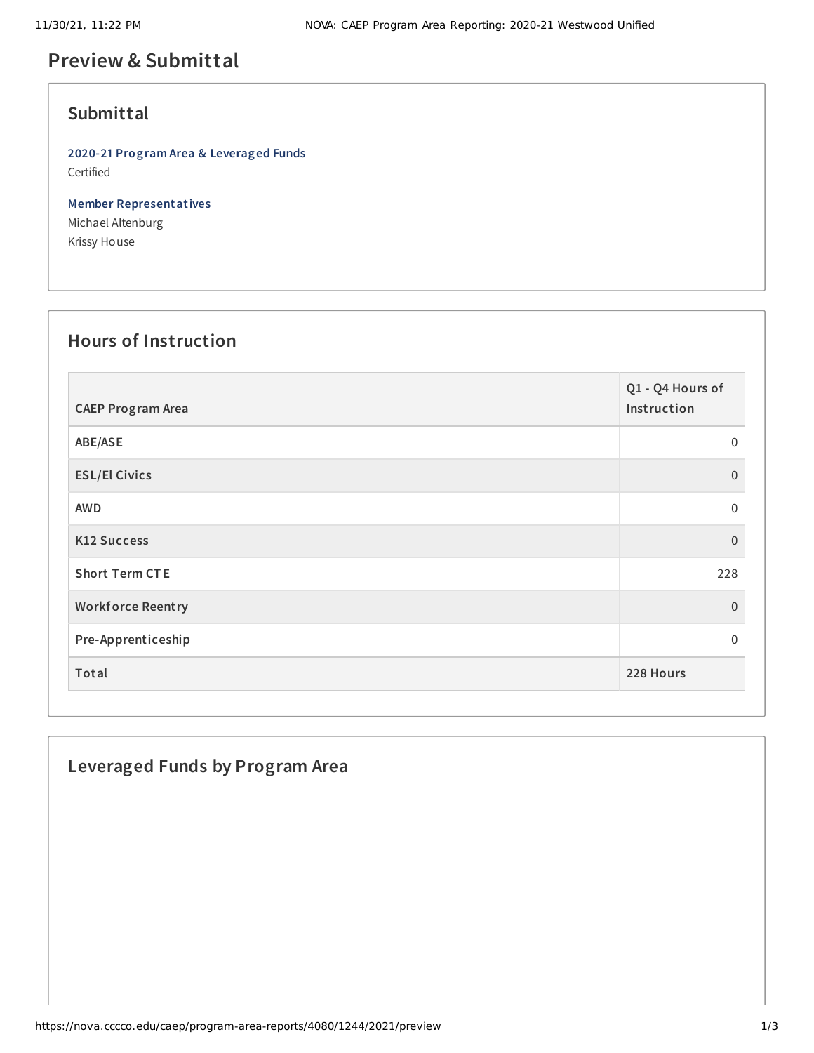# Preview & Submittal

## Submittal

**2020-21 Program Area & Leveraged Funds**
Certified

**Member Representatives**
Michael Altenburg
Krissy House

## Hours of Instruction

| CAEP Program Area | Q1 - Q4 Hours of Instruction |
|---|---|
| **ABE/ASE** | 0 |
| **ESL/El Civics** | 0 |
| **AWD** | 0 |
| **K12 Success** | 0 |
| **Short Term CTE** | 228 |
| **Workforce Reentry** | 0 |
| **Pre-Apprenticeship** | 0 |
| **Total** | **228 Hours** |

## Leveraged Funds by Program Area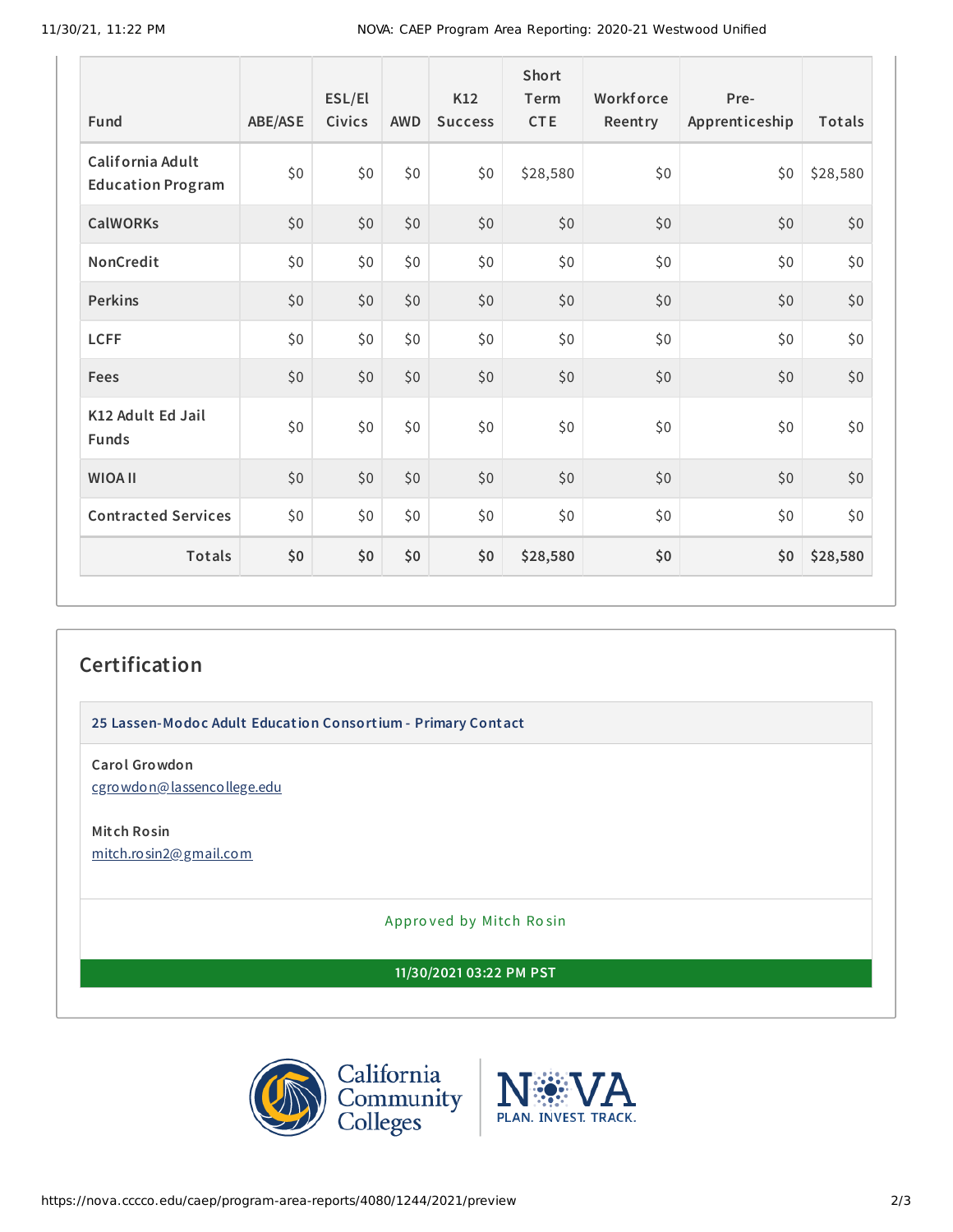| Fund | ABE/ASE | ESL/El Civics | AWD | K12 Success | Short Term CTE | Workforce Reentry | Pre-Apprenticeship | Totals |
|---|---|---|---|---|---|---|---|---|
| California Adult Education Program | $0 | $0 | $0 | $0 | $28,580 | $0 | $0 | $28,580 |
| CalWORKs | $0 | $0 | $0 | $0 | $0 | $0 | $0 | $0 |
| NonCredit | $0 | $0 | $0 | $0 | $0 | $0 | $0 | $0 |
| Perkins | $0 | $0 | $0 | $0 | $0 | $0 | $0 | $0 |
| LCFF | $0 | $0 | $0 | $0 | $0 | $0 | $0 | $0 |
| Fees | $0 | $0 | $0 | $0 | $0 | $0 | $0 | $0 |
| K12 Adult Ed Jail Funds | $0 | $0 | $0 | $0 | $0 | $0 | $0 | $0 |
| WIOA II | $0 | $0 | $0 | $0 | $0 | $0 | $0 | $0 |
| Contracted Services | $0 | $0 | $0 | $0 | $0 | $0 | $0 | $0 |
| **Totals** | **$0** | **$0** | **$0** | **$0** | **$28,580** | **$0** | **$0** | **$28,580** |

## Certification

**25 Lassen-Modoc Adult Education Consortium - Primary Contact**

**Carol Growdon**
cgrowdon@lassencollege.edu

**Mitch Rosin**
mitch.rosin2@gmail.com

Approved by Mitch Rosin

**11/30/2021 03:22 PM PST**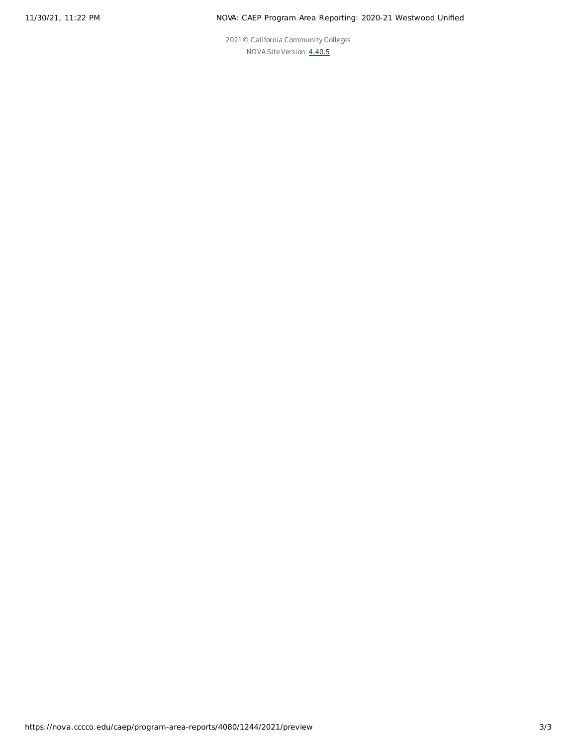2021 © California Community Colleges
NOVA Site Version: 4.40.5